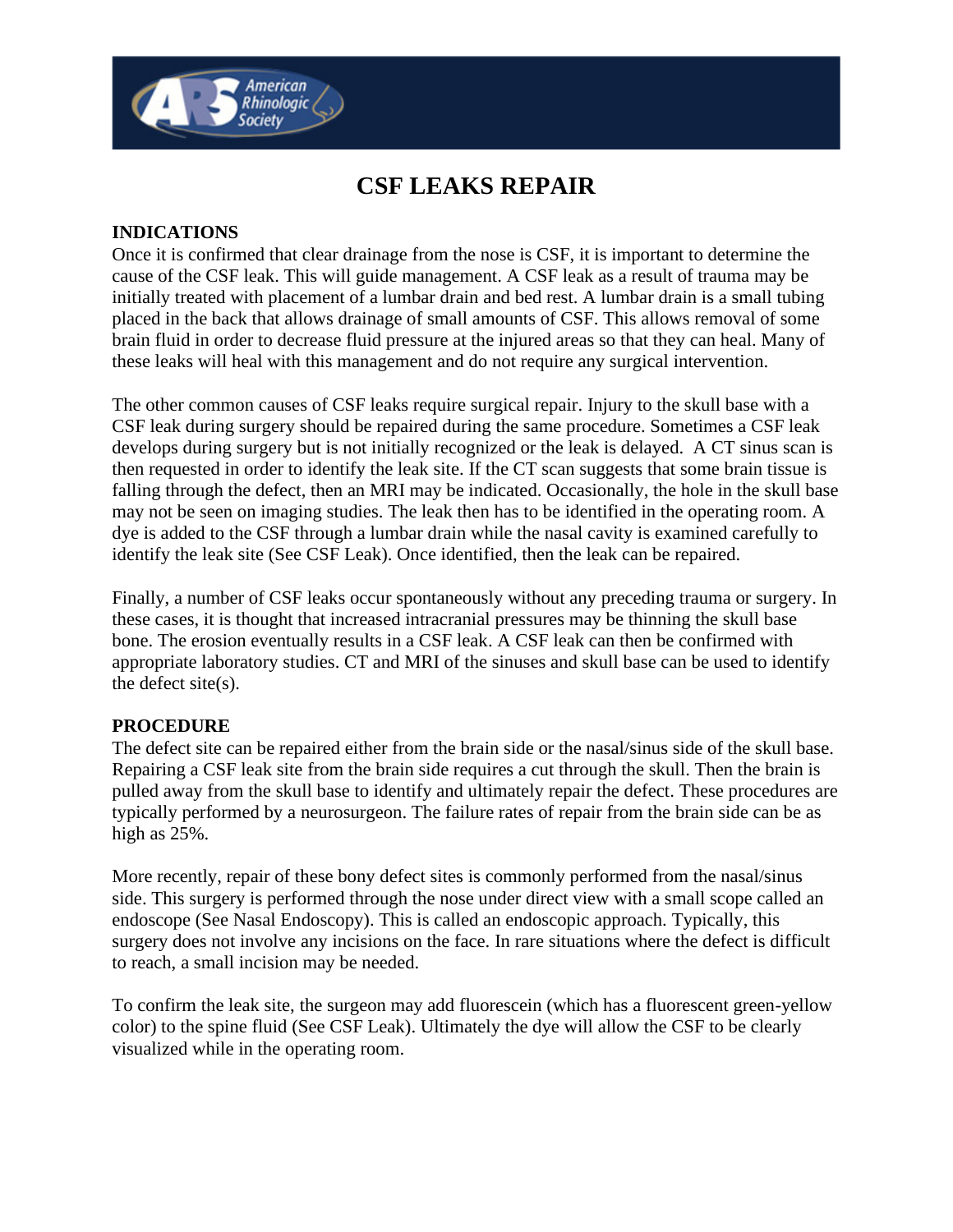# CSF LEAKS REPAIR

## INDICATIONS

Once it is confirmed that clear drainage from the nose is CSF, it is important to determine the cause of the CSF leak. This will guide management. A CSF leak as a result of trauma may be initially treated with placement of a lumbar drain and bed rest. A lumbar drain is a small tubing placed in the back that allows drainage of small amounts of CSF. This allows removal of some brain fluid in order to decrease fluid pressure at the injured areas so that they can heal. Many of these leaks will heal with this management and do not require any surgical intervention.

The other common causes of CSF leaks require surgical repair. Injury to the skull base with a CSF leak during surgery should be repaired during the same procedure. Sometimes a CSF leak develops during surgery but is not initially recognized or the leak is delayed. A CT sinus scan is then requested in order to identify the leak site. If the CT scan suggests that some brain tissue is falling through the defect, then an MRI may be indicated. Occasionally, the hole in the skull base may not be seen on imaging studies. The leak then has to be identified in the operating room. A dye is added to the CSF through a lumbar drain while the nasal cavity is examined carefully to identify the leak site (See CSF Leak). Once identified, then the leak can be repaired.

Finally, a number of CSF leaks occur spontaneously without any preceding trauma or surgery. In these cases, it is thought that increased intracranial pressures may be thinning the skull base bone. The erosion eventually results in a CSF leak. A CSF leak can then be confirmed with appropriate laboratory studies. CT and MRI of the sinuses and skull base can be used to identify the defect site(s).

## PROCEDURE

The defect site can be repaired either from the brain side or the nasal/sinus side of the skull base. Repairing a CSF leak site from the brain side requires a cut through the skull. Then the brain is pulled away from the skull base to identify and ultimately repair the defect. These procedures are typically performed by a neurosurgeon. The failure rates of repair from the brain side can be as high as 25%.

More recently, repair of these bony defect sites is commonly performed from the nasal/sinus side. This surgery is performed through the nose under direct view with a small scope called an endoscope (See Nasal Endoscopy). This is called an endoscopic approach. Typically, this surgery does not involve any incisions on the face. In rare situations where the defect is difficult to reach, a small incision may be needed.

To confirm the leak site, the surgeon may add fluorescein (which has a fluorescent green-yellow color) to the spine fluid (See CSF Leak). Ultimately the dye will allow the CSF to be clearly visualized while in the operating room.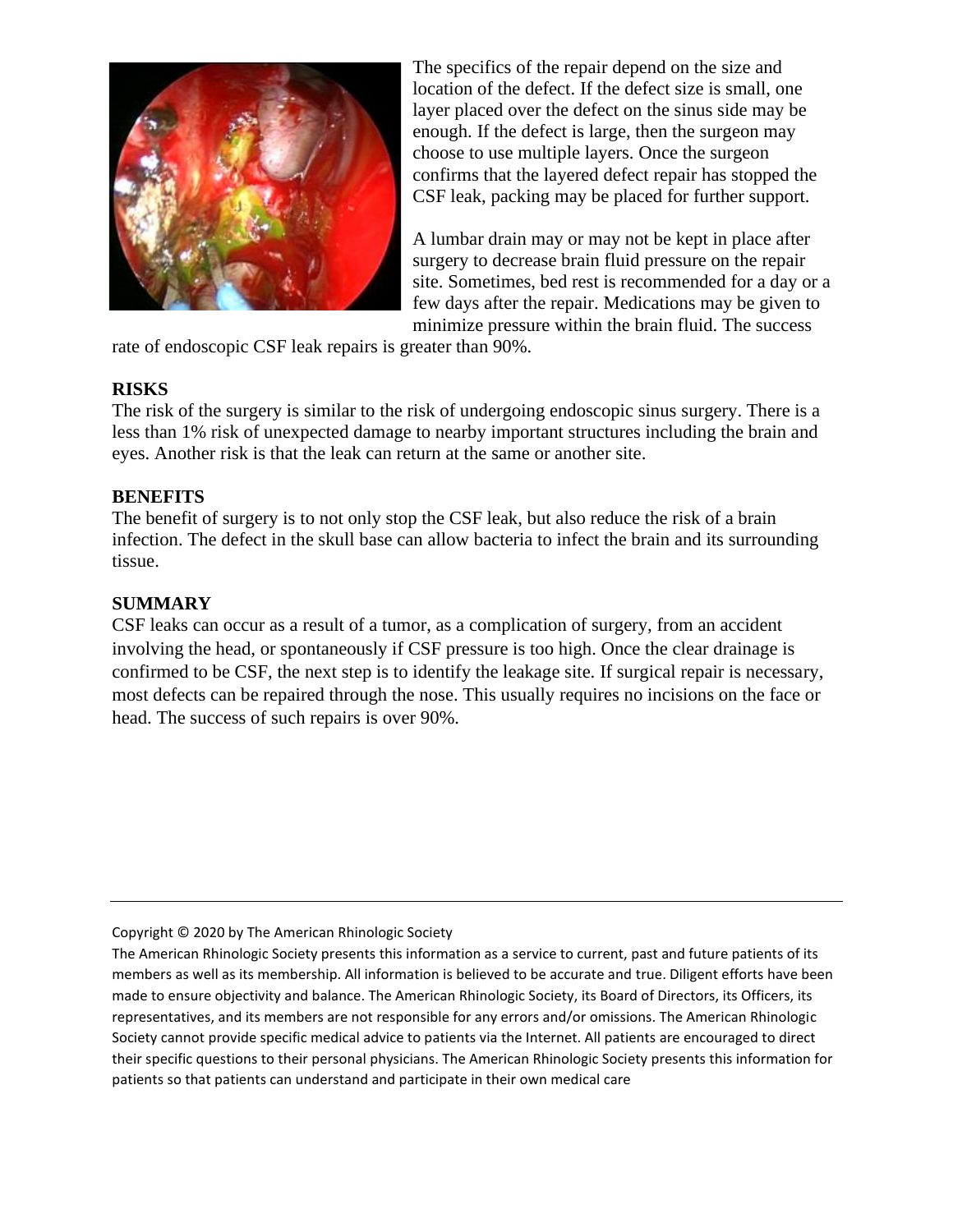The specifics of the repair depend on the size and location of the defect. If the defect size is small, one layer placed over the defect on the sinus side may be enough. If the defect is large, then the surgeon may choose to use multiple layers. Once the surgeon confirms that the layered defect repair has stopped the CSF leak, packing may be placed for further support.

A lumbar drain may or may not be kept in place after surgery to decrease brain fluid pressure on the repair site. Sometimes, bed rest is recommended for a day or a few days after the repair. Medications may be given to minimize pressure within the brain fluid. The success rate of endoscopic CSF leak repairs is greater than 90%.

**RISKS**

The risk of the surgery is similar to the risk of undergoing endoscopic sinus surgery. There is a less than 1% risk of unexpected damage to nearby important structures including the brain and eyes. Another risk is that the leak can return at the same or another site.

**BENEFITS**

The benefit of surgery is to not only stop the CSF leak, but also reduce the risk of a brain infection. The defect in the skull base can allow bacteria to infect the brain and its surrounding tissue.

**SUMMARY**

CSF leaks can occur as a result of a tumor, as a complication of surgery, from an accident involving the head, or spontaneously if CSF pressure is too high. Once the clear drainage is confirmed to be CSF, the next step is to identify the leakage site. If surgical repair is necessary, most defects can be repaired through the nose. This usually requires no incisions on the face or head. The success of such repairs is over 90%.

---

Copyright © 2020 by The American Rhinologic Society

The American Rhinologic Society presents this information as a service to current, past and future patients of its members as well as its membership. All information is believed to be accurate and true. Diligent efforts have been made to ensure objectivity and balance. The American Rhinologic Society, its Board of Directors, its Officers, its representatives, and its members are not responsible for any errors and/or omissions. The American Rhinologic Society cannot provide specific medical advice to patients via the Internet. All patients are encouraged to direct their specific questions to their personal physicians. The American Rhinologic Society presents this information for patients so that patients can understand and participate in their own medical care